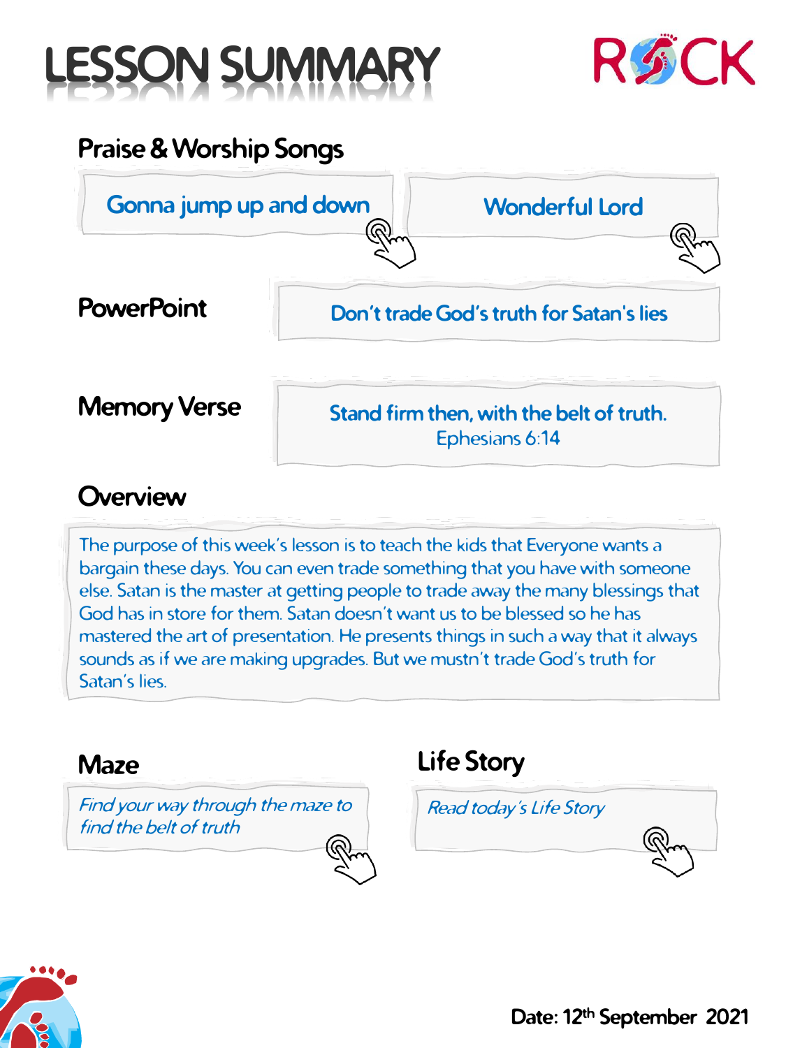# LESSON SUMMARY

ROCK

## Praise & Worship Songs

Gonna jump up and down

Wonderful Lord

## PowerPoint

Don't trade God's truth for Satan's lies

## Memory Verse

Stand firm then, with the belt of truth.
Ephesians 6:14

## Overview

The purpose of this week's lesson is to teach the kids that Everyone wants a bargain these days. You can even trade something that you have with someone else. Satan is the master at getting people to trade away the many blessings that God has in store for them. Satan doesn't want us to be blessed so he has mastered the art of presentation. He presents things in such a way that it always sounds as if we are making upgrades. But we mustn't trade God's truth for Satan's lies.

## Maze

*Find your way through the maze to find the belt of truth*

## Life Story

*Read today's Life Story*

Date: 12th September 2021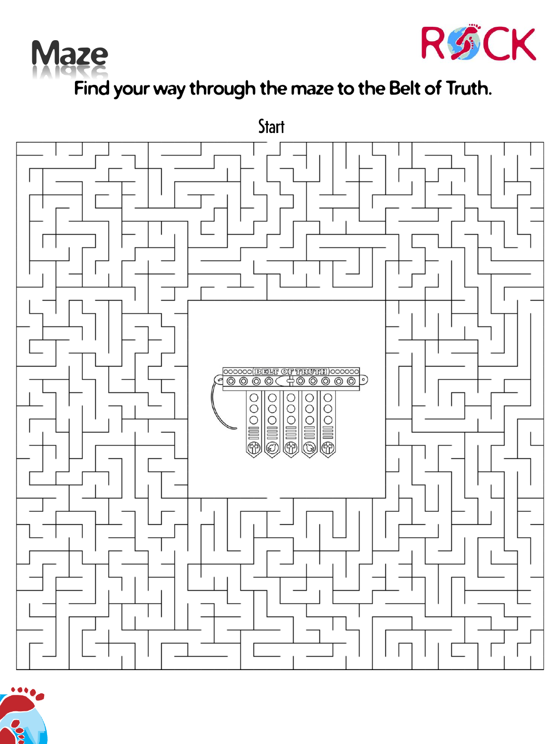# Maze

ROCK

Find your way through the maze to the Belt of Truth.

Start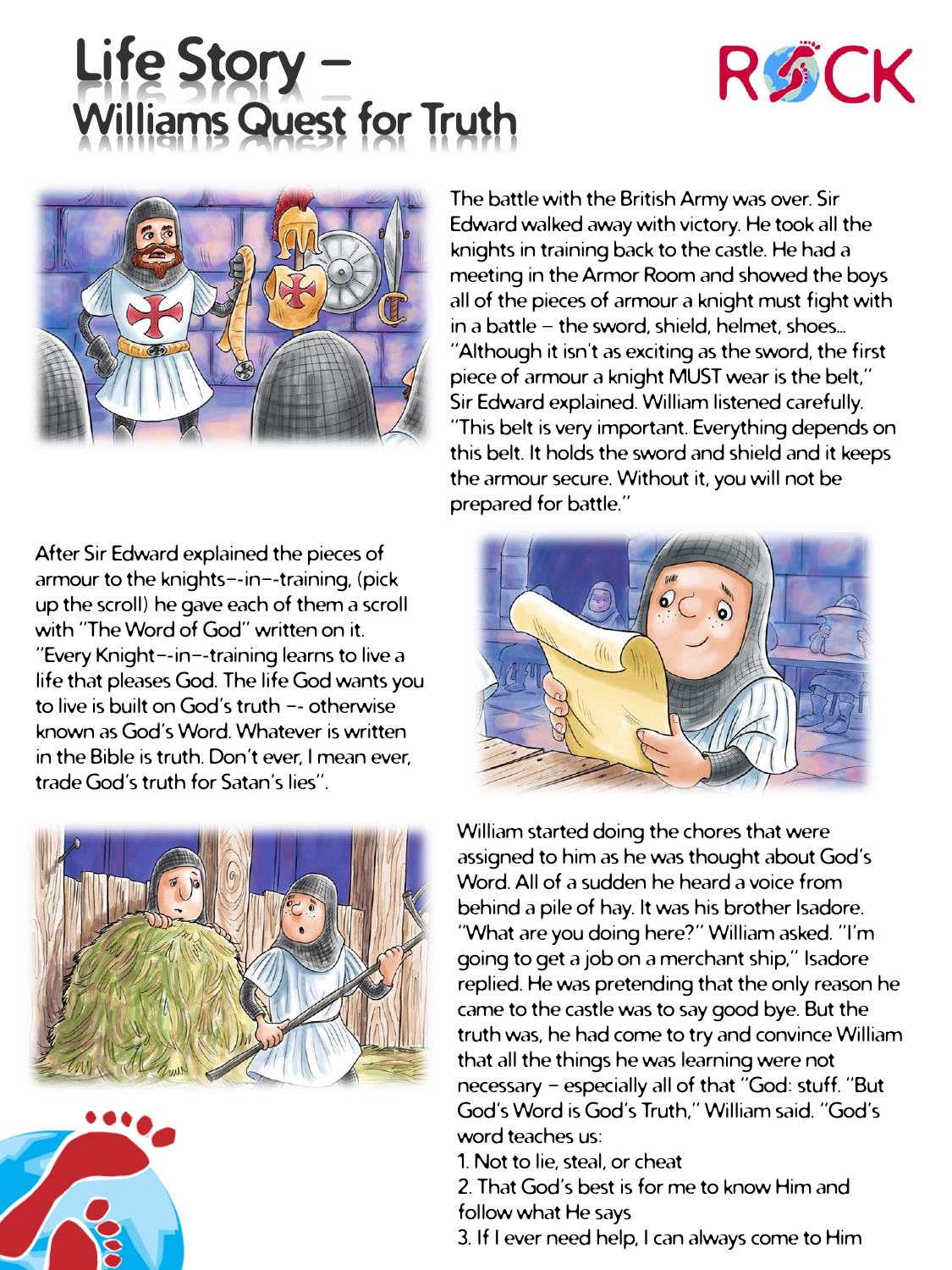# Life Story – Williams Quest for Truth

The battle with the British Army was over. Sir Edward walked away with victory. He took all the knights in training back to the castle. He had a meeting in the Armor Room and showed the boys all of the pieces of armour a knight must fight with in a battle – the sword, shield, helmet, shoes... "Although it isn't as exciting as the sword, the first piece of armour a knight MUST wear is the belt," Sir Edward explained. William listened carefully. "This belt is very important. Everything depends on this belt. It holds the sword and shield and it keeps the armour secure. Without it, you will not be prepared for battle."

After Sir Edward explained the pieces of armour to the knights--in--training, (pick up the scroll) he gave each of them a scroll with "The Word of God" written on it. "Every Knight--in--training learns to live a life that pleases God. The life God wants you to live is built on God's truth -- otherwise known as God's Word. Whatever is written in the Bible is truth. Don't ever, I mean ever, trade God's truth for Satan's lies".

William started doing the chores that were assigned to him as he was thought about God's Word. All of a sudden he heard a voice from behind a pile of hay. It was his brother Isadore. "What are you doing here?" William asked. "I'm going to get a job on a merchant ship," Isadore replied. He was pretending that the only reason he came to the castle was to say good bye. But the truth was, he had come to try and convince William that all the things he was learning were not necessary – especially all of that "God: stuff. "But God's Word is God's Truth," William said. "God's word teaches us:

1. Not to lie, steal, or cheat
2. That God's best is for me to know Him and follow what He says
3. If I ever need help, I can always come to Him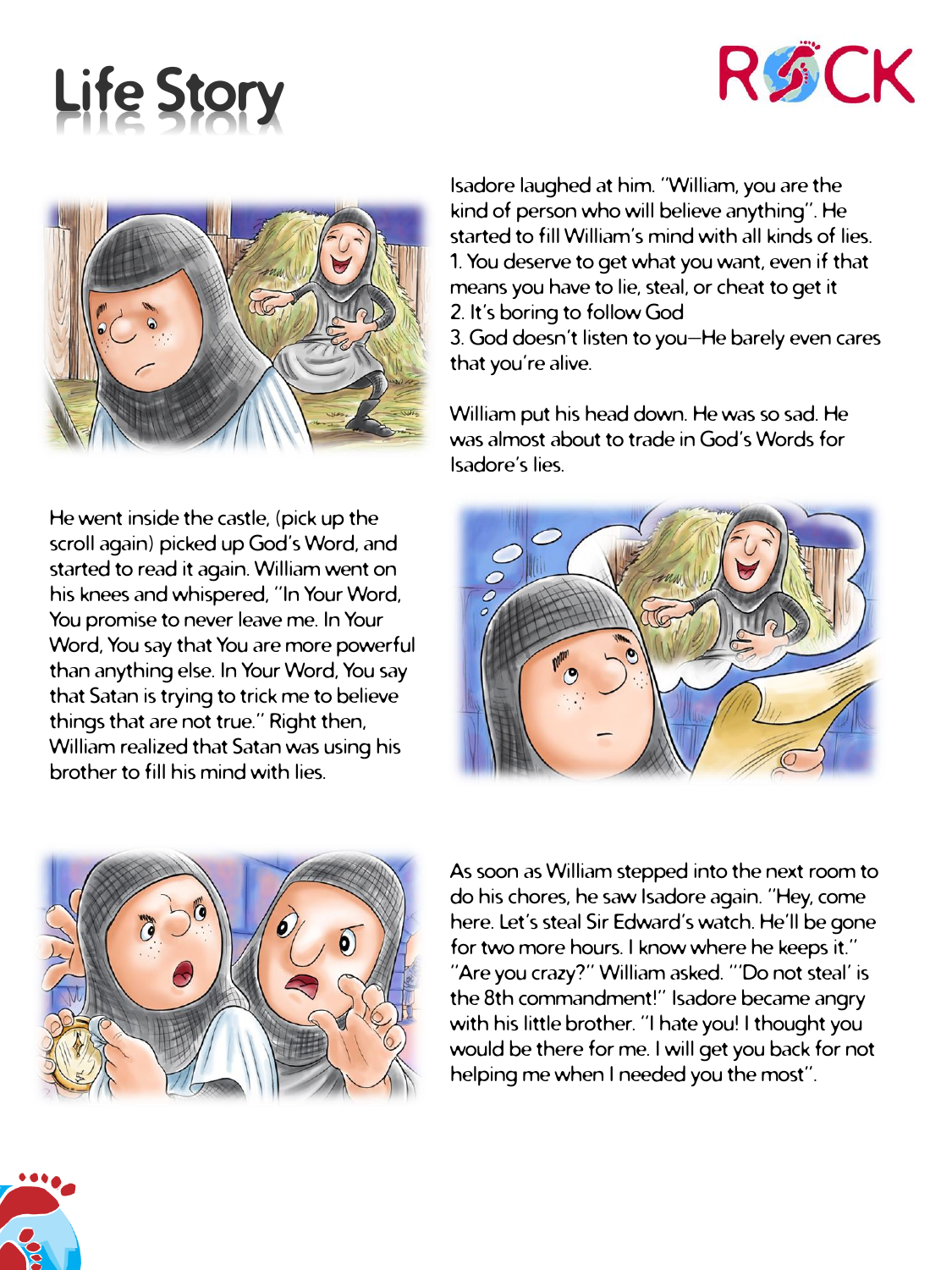# Life Story

Isadore laughed at him. "William, you are the kind of person who will believe anything". He started to fill William's mind with all kinds of lies.

1. You deserve to get what you want, even if that means you have to lie, steal, or cheat to get it
2. It's boring to follow God
3. God doesn't listen to you—He barely even cares that you're alive.

William put his head down. He was so sad. He was almost about to trade in God's Words for Isadore's lies.

He went inside the castle, (pick up the scroll again) picked up God's Word, and started to read it again. William went on his knees and whispered, "In Your Word, You promise to never leave me. In Your Word, You say that You are more powerful than anything else. In Your Word, You say that Satan is trying to trick me to believe things that are not true." Right then, William realized that Satan was using his brother to fill his mind with lies.

As soon as William stepped into the next room to do his chores, he saw Isadore again. "Hey, come here. Let's steal Sir Edward's watch. He'll be gone for two more hours. I know where he keeps it." "Are you crazy?" William asked. "'Do not steal' is the 8th commandment!" Isadore became angry with his little brother. "I hate you! I thought you would be there for me. I will get you back for not helping me when I needed you the most".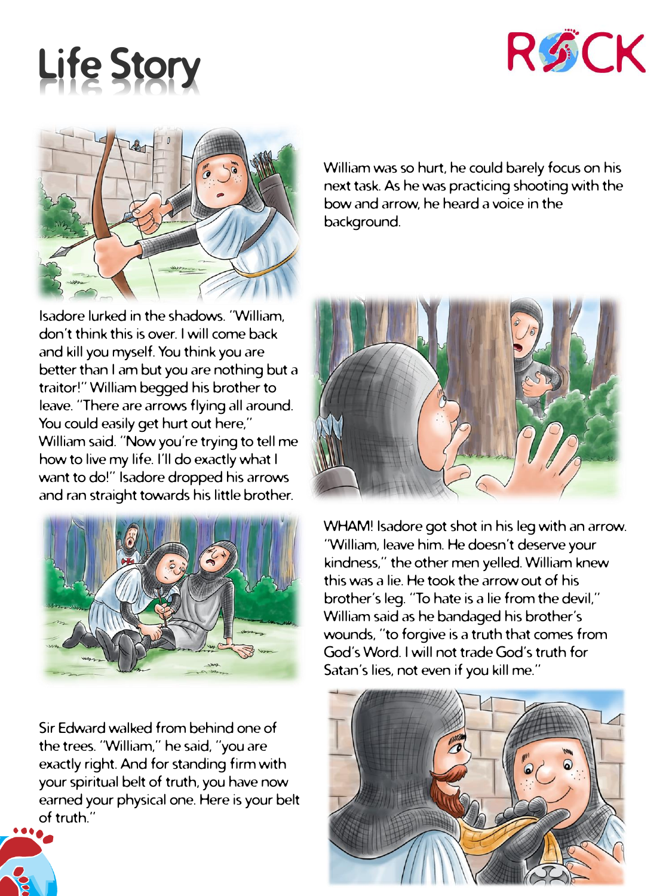# Life Story

William was so hurt, he could barely focus on his next task. As he was practicing shooting with the bow and arrow, he heard a voice in the background.

Isadore lurked in the shadows. "William, don't think this is over. I will come back and kill you myself. You think you are better than I am but you are nothing but a traitor!" William begged his brother to leave. "There are arrows flying all around. You could easily get hurt out here," William said. "Now you're trying to tell me how to live my life. I'll do exactly what I want to do!" Isadore dropped his arrows and ran straight towards his little brother.

WHAM! Isadore got shot in his leg with an arrow. "William, leave him. He doesn't deserve your kindness," the other men yelled. William knew this was a lie. He took the arrow out of his brother's leg. "To hate is a lie from the devil," William said as he bandaged his brother's wounds, "to forgive is a truth that comes from God's Word. I will not trade God's truth for Satan's lies, not even if you kill me."

Sir Edward walked from behind one of the trees. "William," he said, "you are exactly right. And for standing firm with your spiritual belt of truth, you have now earned your physical one. Here is your belt of truth."